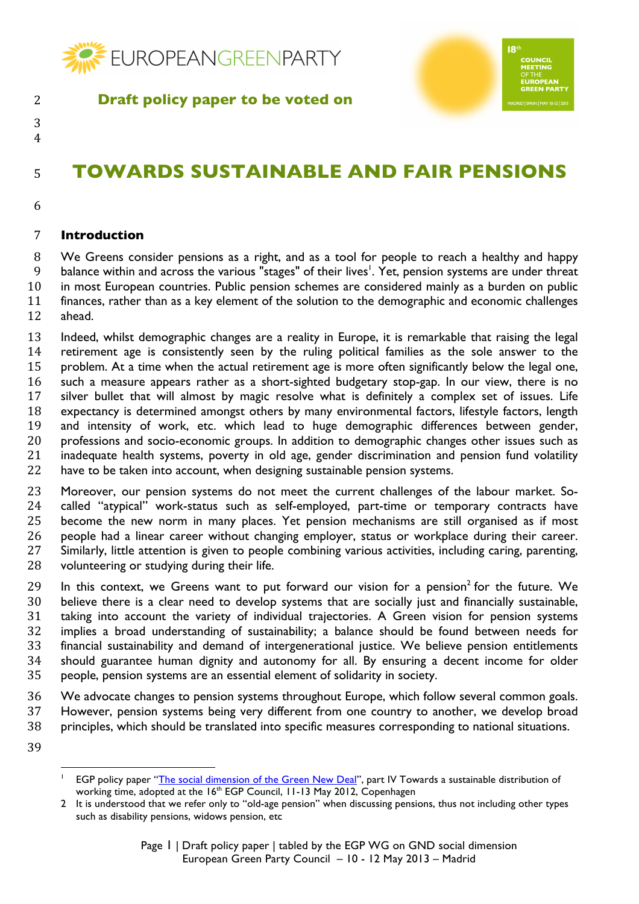**Draft policy paper to be voted on**

# TOWARDS SUSTAINABLE AND FAIR PENSIONS

## Introduction

We Greens consider pensions as a right, and as a tool for people to reach a healthy and happy balance within and across the various "stages" of their lives[1]. Yet, pension systems are under threat in most European countries. Public pension schemes are considered mainly as a burden on public finances, rather than as a key element of the solution to the demographic and economic challenges ahead.

Indeed, whilst demographic changes are a reality in Europe, it is remarkable that raising the legal retirement age is consistently seen by the ruling political families as the sole answer to the problem. At a time when the actual retirement age is more often significantly below the legal one, such a measure appears rather as a short-sighted budgetary stop-gap. In our view, there is no silver bullet that will almost by magic resolve what is definitely a complex set of issues. Life expectancy is determined amongst others by many environmental factors, lifestyle factors, length and intensity of work, etc. which lead to huge demographic differences between gender, professions and socio-economic groups. In addition to demographic changes other issues such as inadequate health systems, poverty in old age, gender discrimination and pension fund volatility have to be taken into account, when designing sustainable pension systems.

Moreover, our pension systems do not meet the current challenges of the labour market. So-called "atypical" work-status such as self-employed, part-time or temporary contracts have become the new norm in many places. Yet pension mechanisms are still organised as if most people had a linear career without changing employer, status or workplace during their career. Similarly, little attention is given to people combining various activities, including caring, parenting, volunteering or studying during their life.

In this context, we Greens want to put forward our vision for a pension[2] for the future. We believe there is a clear need to develop systems that are socially just and financially sustainable, taking into account the variety of individual trajectories. A Green vision for pension systems implies a broad understanding of sustainability; a balance should be found between needs for financial sustainability and demand of intergenerational justice. We believe pension entitlements should guarantee human dignity and autonomy for all. By ensuring a decent income for older people, pension systems are an essential element of solidarity in society.

We advocate changes to pension systems throughout Europe, which follow several common goals. However, pension systems being very different from one country to another, we develop broad principles, which should be translated into specific measures corresponding to national situations.

---

[1] EGP policy paper "The social dimension of the Green New Deal", part IV Towards a sustainable distribution of working time, adopted at the 16th EGP Council, 11-13 May 2012, Copenhagen

[2] It is understood that we refer only to "old-age pension" when discussing pensions, thus not including other types such as disability pensions, widows pension, etc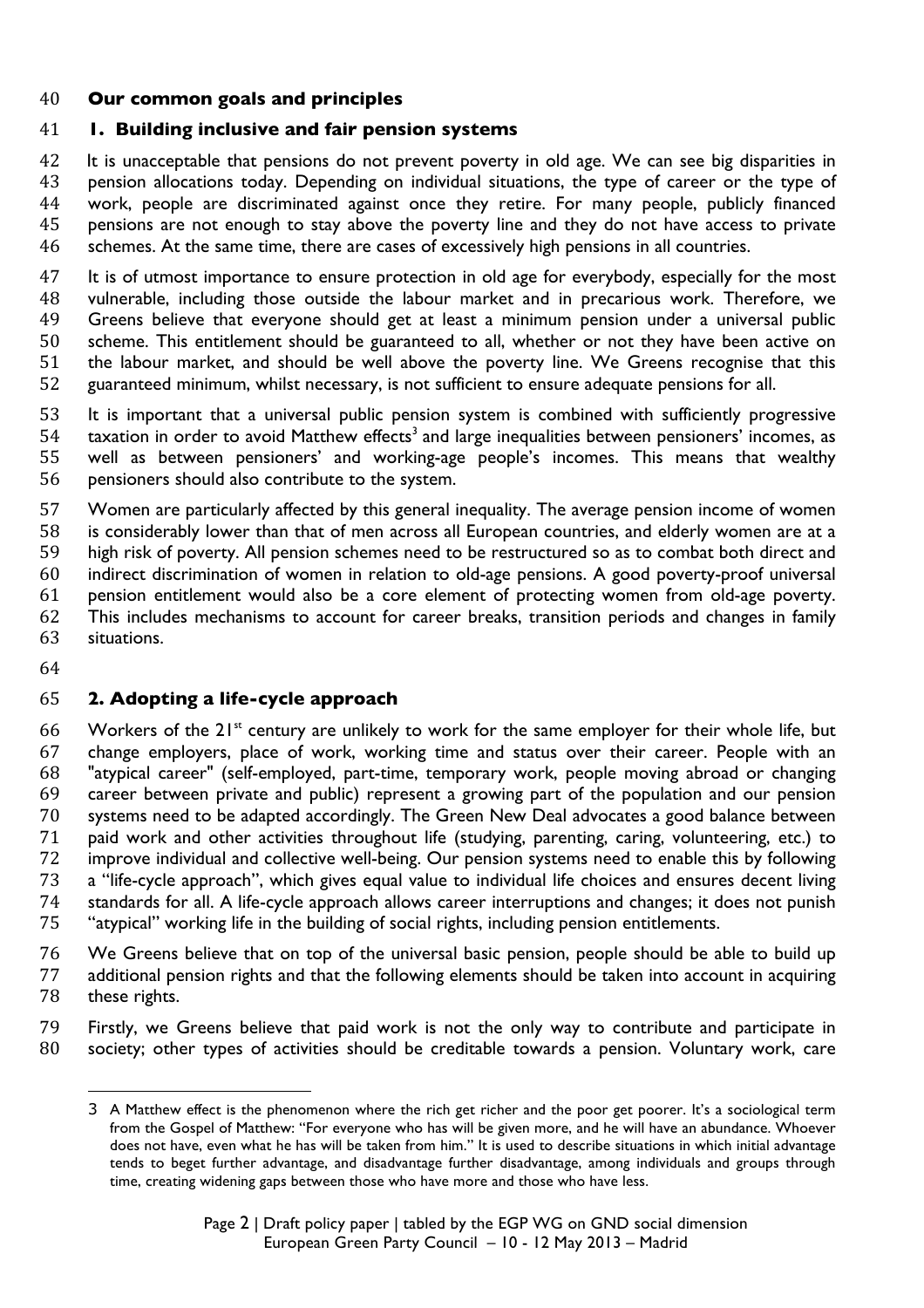## Our common goals and principles

### 1. Building inclusive and fair pension systems

It is unacceptable that pensions do not prevent poverty in old age. We can see big disparities in pension allocations today. Depending on individual situations, the type of career or the type of work, people are discriminated against once they retire. For many people, publicly financed pensions are not enough to stay above the poverty line and they do not have access to private schemes. At the same time, there are cases of excessively high pensions in all countries.

It is of utmost importance to ensure protection in old age for everybody, especially for the most vulnerable, including those outside the labour market and in precarious work. Therefore, we Greens believe that everyone should get at least a minimum pension under a universal public scheme. This entitlement should be guaranteed to all, whether or not they have been active on the labour market, and should be well above the poverty line. We Greens recognise that this guaranteed minimum, whilst necessary, is not sufficient to ensure adequate pensions for all.

It is important that a universal public pension system is combined with sufficiently progressive taxation in order to avoid Matthew effects[3] and large inequalities between pensioners' incomes, as well as between pensioners' and working-age people's incomes. This means that wealthy pensioners should also contribute to the system.

Women are particularly affected by this general inequality. The average pension income of women is considerably lower than that of men across all European countries, and elderly women are at a high risk of poverty. All pension schemes need to be restructured so as to combat both direct and indirect discrimination of women in relation to old-age pensions. A good poverty-proof universal pension entitlement would also be a core element of protecting women from old-age poverty. This includes mechanisms to account for career breaks, transition periods and changes in family situations.

### 2. Adopting a life-cycle approach

Workers of the 21st century are unlikely to work for the same employer for their whole life, but change employers, place of work, working time and status over their career. People with an "atypical career" (self-employed, part-time, temporary work, people moving abroad or changing career between private and public) represent a growing part of the population and our pension systems need to be adapted accordingly. The Green New Deal advocates a good balance between paid work and other activities throughout life (studying, parenting, caring, volunteering, etc.) to improve individual and collective well-being. Our pension systems need to enable this by following a "life-cycle approach", which gives equal value to individual life choices and ensures decent living standards for all. A life-cycle approach allows career interruptions and changes; it does not punish "atypical" working life in the building of social rights, including pension entitlements.

We Greens believe that on top of the universal basic pension, people should be able to build up additional pension rights and that the following elements should be taken into account in acquiring these rights.

Firstly, we Greens believe that paid work is not the only way to contribute and participate in society; other types of activities should be creditable towards a pension. Voluntary work, care

---

3 A Matthew effect is the phenomenon where the rich get richer and the poor get poorer. It's a sociological term from the Gospel of Matthew: "For everyone who has will be given more, and he will have an abundance. Whoever does not have, even what he has will be taken from him." It is used to describe situations in which initial advantage tends to beget further advantage, and disadvantage further disadvantage, among individuals and groups through time, creating widening gaps between those who have more and those who have less.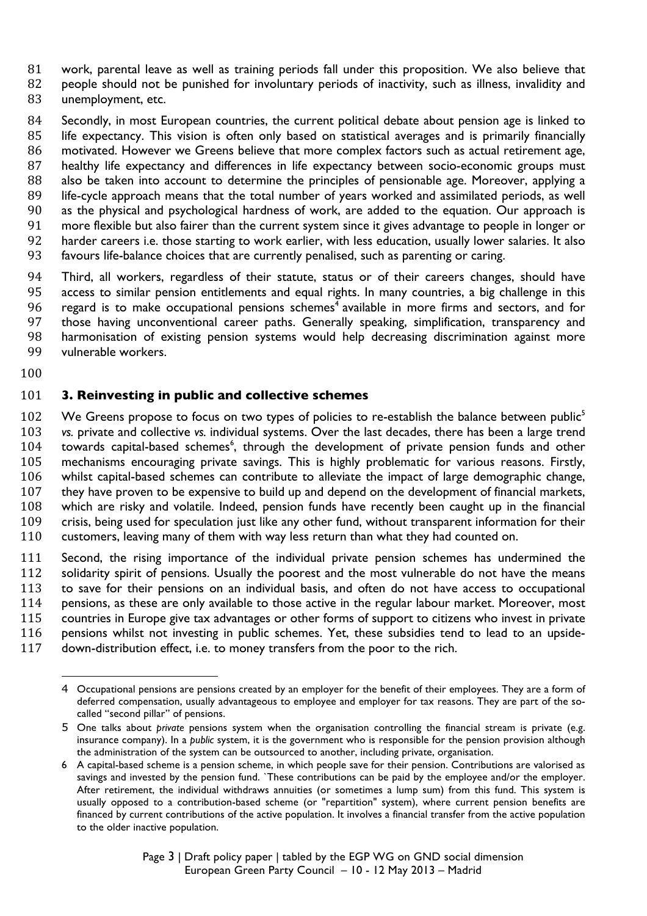work, parental leave as well as training periods fall under this proposition. We also believe that people should not be punished for involuntary periods of inactivity, such as illness, invalidity and unemployment, etc.

Secondly, in most European countries, the current political debate about pension age is linked to life expectancy. This vision is often only based on statistical averages and is primarily financially motivated. However we Greens believe that more complex factors such as actual retirement age, healthy life expectancy and differences in life expectancy between socio-economic groups must also be taken into account to determine the principles of pensionable age. Moreover, applying a life-cycle approach means that the total number of years worked and assimilated periods, as well as the physical and psychological hardness of work, are added to the equation. Our approach is more flexible but also fairer than the current system since it gives advantage to people in longer or harder careers i.e. those starting to work earlier, with less education, usually lower salaries. It also favours life-balance choices that are currently penalised, such as parenting or caring.

Third, all workers, regardless of their statute, status or of their careers changes, should have access to similar pension entitlements and equal rights. In many countries, a big challenge in this regard is to make occupational pensions schemes[4] available in more firms and sectors, and for those having unconventional career paths. Generally speaking, simplification, transparency and harmonisation of existing pension systems would help decreasing discrimination against more vulnerable workers.

## 3. Reinvesting in public and collective schemes

We Greens propose to focus on two types of policies to re-establish the balance between public[5] *vs.* private and collective *vs.* individual systems. Over the last decades, there has been a large trend towards capital-based schemes[6], through the development of private pension funds and other mechanisms encouraging private savings. This is highly problematic for various reasons. Firstly, whilst capital-based schemes can contribute to alleviate the impact of large demographic change, they have proven to be expensive to build up and depend on the development of financial markets, which are risky and volatile. Indeed, pension funds have recently been caught up in the financial crisis, being used for speculation just like any other fund, without transparent information for their customers, leaving many of them with way less return than what they had counted on.

Second, the rising importance of the individual private pension schemes has undermined the solidarity spirit of pensions. Usually the poorest and the most vulnerable do not have the means to save for their pensions on an individual basis, and often do not have access to occupational pensions, as these are only available to those active in the regular labour market. Moreover, most countries in Europe give tax advantages or other forms of support to citizens who invest in private pensions whilst not investing in public schemes. Yet, these subsidies tend to lead to an upside-down-distribution effect, i.e. to money transfers from the poor to the rich.

---

4 Occupational pensions are pensions created by an employer for the benefit of their employees. They are a form of deferred compensation, usually advantageous to employee and employer for tax reasons. They are part of the so-called "second pillar" of pensions.

5 One talks about *private* pensions system when the organisation controlling the financial stream is private (e.g. insurance company). In a *public* system, it is the government who is responsible for the pension provision although the administration of the system can be outsourced to another, including private, organisation.

6 A capital-based scheme is a pension scheme, in which people save for their pension. Contributions are valorised as savings and invested by the pension fund. `These contributions can be paid by the employee and/or the employer. After retirement, the individual withdraws annuities (or sometimes a lump sum) from this fund. This system is usually opposed to a contribution-based scheme (or "repartition" system), where current pension benefits are financed by current contributions of the active population. It involves a financial transfer from the active population to the older inactive population.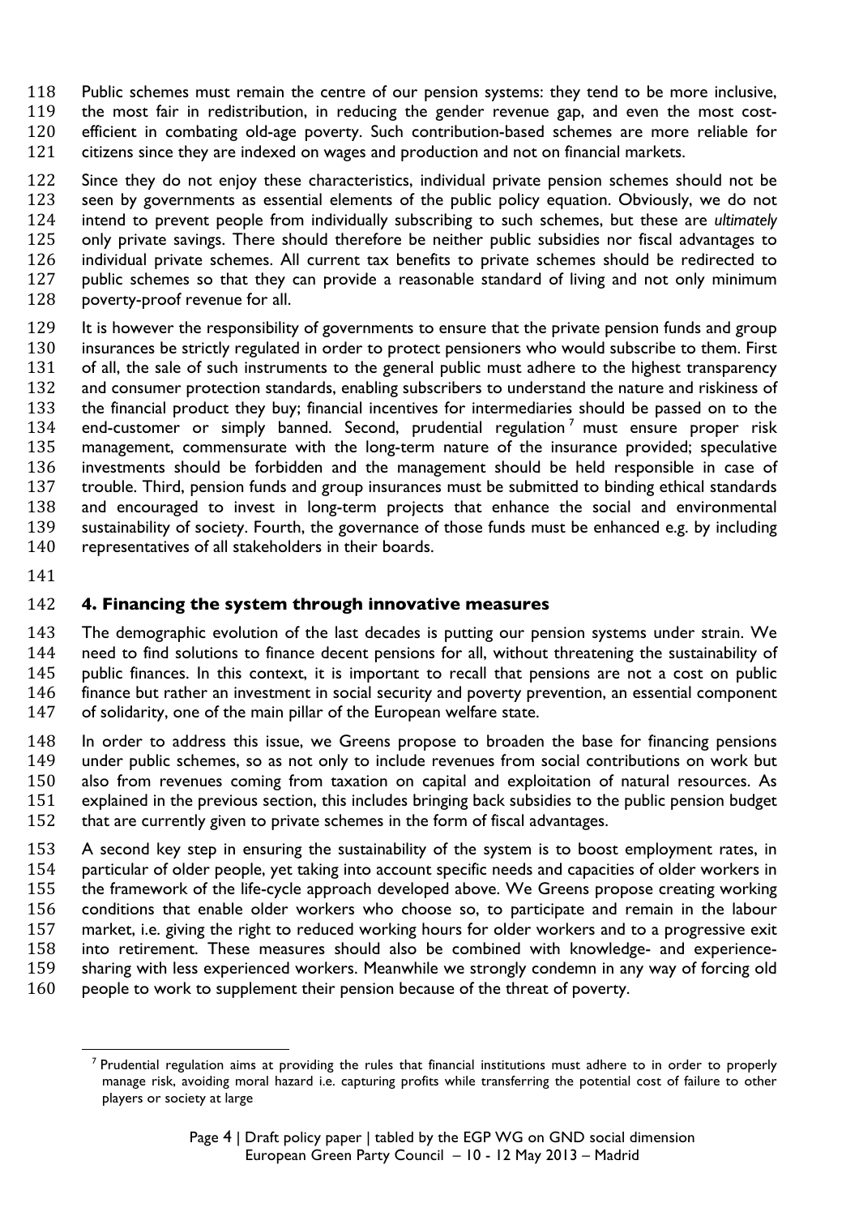Public schemes must remain the centre of our pension systems: they tend to be more inclusive, the most fair in redistribution, in reducing the gender revenue gap, and even the most cost-efficient in combating old-age poverty. Such contribution-based schemes are more reliable for citizens since they are indexed on wages and production and not on financial markets.

Since they do not enjoy these characteristics, individual private pension schemes should not be seen by governments as essential elements of the public policy equation. Obviously, we do not intend to prevent people from individually subscribing to such schemes, but these are *ultimately* only private savings. There should therefore be neither public subsidies nor fiscal advantages to individual private schemes. All current tax benefits to private schemes should be redirected to public schemes so that they can provide a reasonable standard of living and not only minimum poverty-proof revenue for all.

It is however the responsibility of governments to ensure that the private pension funds and group insurances be strictly regulated in order to protect pensioners who would subscribe to them. First of all, the sale of such instruments to the general public must adhere to the highest transparency and consumer protection standards, enabling subscribers to understand the nature and riskiness of the financial product they buy; financial incentives for intermediaries should be passed on to the end-customer or simply banned. Second, prudential regulation[7] must ensure proper risk management, commensurate with the long-term nature of the insurance provided; speculative investments should be forbidden and the management should be held responsible in case of trouble. Third, pension funds and group insurances must be submitted to binding ethical standards and encouraged to invest in long-term projects that enhance the social and environmental sustainability of society. Fourth, the governance of those funds must be enhanced e.g. by including representatives of all stakeholders in their boards.

## 4. Financing the system through innovative measures

The demographic evolution of the last decades is putting our pension systems under strain. We need to find solutions to finance decent pensions for all, without threatening the sustainability of public finances. In this context, it is important to recall that pensions are not a cost on public finance but rather an investment in social security and poverty prevention, an essential component of solidarity, one of the main pillar of the European welfare state.

In order to address this issue, we Greens propose to broaden the base for financing pensions under public schemes, so as not only to include revenues from social contributions on work but also from revenues coming from taxation on capital and exploitation of natural resources. As explained in the previous section, this includes bringing back subsidies to the public pension budget that are currently given to private schemes in the form of fiscal advantages.

A second key step in ensuring the sustainability of the system is to boost employment rates, in particular of older people, yet taking into account specific needs and capacities of older workers in the framework of the life-cycle approach developed above. We Greens propose creating working conditions that enable older workers who choose so, to participate and remain in the labour market, i.e. giving the right to reduced working hours for older workers and to a progressive exit into retirement. These measures should also be combined with knowledge- and experience-sharing with less experienced workers. Meanwhile we strongly condemn in any way of forcing old people to work to supplement their pension because of the threat of poverty.

---

[7] Prudential regulation aims at providing the rules that financial institutions must adhere to in order to properly manage risk, avoiding moral hazard i.e. capturing profits while transferring the potential cost of failure to other players or society at large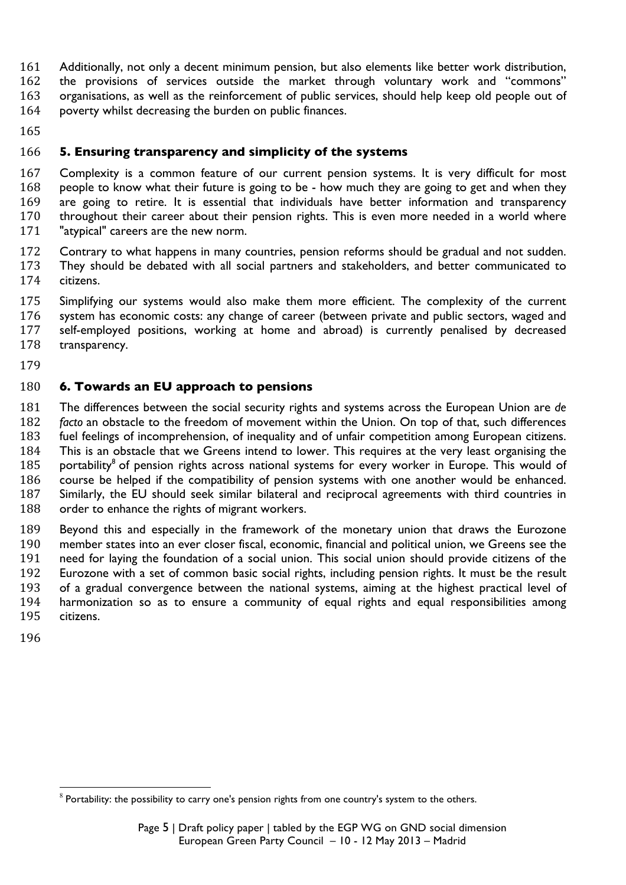Additionally, not only a decent minimum pension, but also elements like better work distribution, the provisions of services outside the market through voluntary work and "commons" organisations, as well as the reinforcement of public services, should help keep old people out of poverty whilst decreasing the burden on public finances.

### 5. Ensuring transparency and simplicity of the systems

Complexity is a common feature of our current pension systems. It is very difficult for most people to know what their future is going to be - how much they are going to get and when they are going to retire. It is essential that individuals have better information and transparency throughout their career about their pension rights. This is even more needed in a world where "atypical" careers are the new norm.

Contrary to what happens in many countries, pension reforms should be gradual and not sudden. They should be debated with all social partners and stakeholders, and better communicated to citizens.

Simplifying our systems would also make them more efficient. The complexity of the current system has economic costs: any change of career (between private and public sectors, waged and self-employed positions, working at home and abroad) is currently penalised by decreased transparency.

### 6. Towards an EU approach to pensions

The differences between the social security rights and systems across the European Union are *de facto* an obstacle to the freedom of movement within the Union. On top of that, such differences fuel feelings of incomprehension, of inequality and of unfair competition among European citizens. This is an obstacle that we Greens intend to lower. This requires at the very least organising the portability[8] of pension rights across national systems for every worker in Europe. This would of course be helped if the compatibility of pension systems with one another would be enhanced. Similarly, the EU should seek similar bilateral and reciprocal agreements with third countries in order to enhance the rights of migrant workers.

Beyond this and especially in the framework of the monetary union that draws the Eurozone member states into an ever closer fiscal, economic, financial and political union, we Greens see the need for laying the foundation of a social union. This social union should provide citizens of the Eurozone with a set of common basic social rights, including pension rights. It must be the result of a gradual convergence between the national systems, aiming at the highest practical level of harmonization so as to ensure a community of equal rights and equal responsibilities among citizens.

---

[8] Portability: the possibility to carry one's pension rights from one country's system to the others.